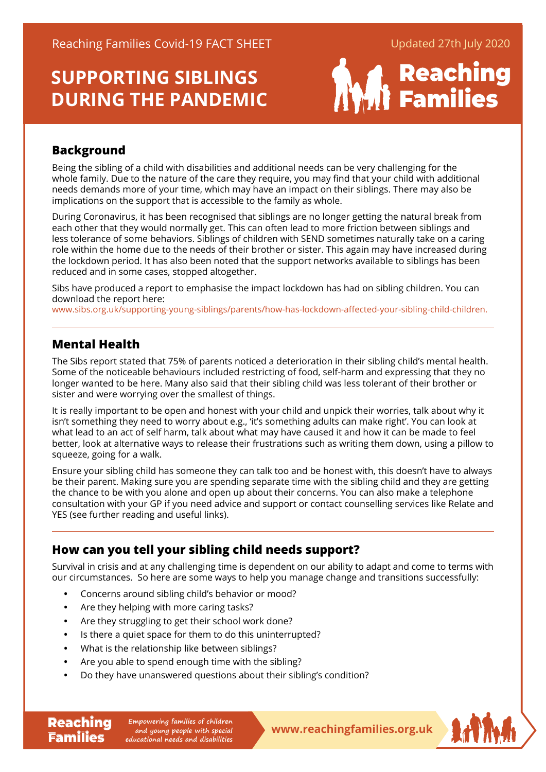Reaching Families Covid-19 FACT SHEET

Updated 27th July 2020

# SUPPORTING SIBLINGS DURING THE PANDEMIC

## Background

Being the sibling of a child with disabilities and additional needs can be very challenging for the whole family. Due to the nature of the care they require, you may find that your child with additional needs demands more of your time, which may have an impact on their siblings. There may also be implications on the support that is accessible to the family as whole.

During Coronavirus, it has been recognised that siblings are no longer getting the natural break from each other that they would normally get. This can often lead to more friction between siblings and less tolerance of some behaviors. Siblings of children with SEND sometimes naturally take on a caring role within the home due to the needs of their brother or sister. This again may have increased during the lockdown period. It has also been noted that the support networks available to siblings has been reduced and in some cases, stopped altogether.

Sibs have produced a report to emphasise the impact lockdown has had on sibling children. You can download the report here:
www.sibs.org.uk/supporting-young-siblings/parents/how-has-lockdown-affected-your-sibling-child-children.

## Mental Health

The Sibs report stated that 75% of parents noticed a deterioration in their sibling child's mental health. Some of the noticeable behaviours included restricting of food, self-harm and expressing that they no longer wanted to be here. Many also said that their sibling child was less tolerant of their brother or sister and were worrying over the smallest of things.

It is really important to be open and honest with your child and unpick their worries, talk about why it isn't something they need to worry about e.g., 'it's something adults can make right'. You can look at what lead to an act of self harm, talk about what may have caused it and how it can be made to feel better, look at alternative ways to release their frustrations such as writing them down, using a pillow to squeeze, going for a walk.

Ensure your sibling child has someone they can talk too and be honest with, this doesn't have to always be their parent. Making sure you are spending separate time with the sibling child and they are getting the chance to be with you alone and open up about their concerns. You can also make a telephone consultation with your GP if you need advice and support or contact counselling services like Relate and YES (see further reading and useful links).

## How can you tell your sibling child needs support?

Survival in crisis and at any challenging time is dependent on our ability to adapt and come to terms with our circumstances. So here are some ways to help you manage change and transitions successfully:

- Concerns around sibling child's behavior or mood?
- Are they helping with more caring tasks?
- Are they struggling to get their school work done?
- Is there a quiet space for them to do this uninterrupted?
- What is the relationship like between siblings?
- Are you able to spend enough time with the sibling?
- Do they have unanswered questions about their sibling's condition?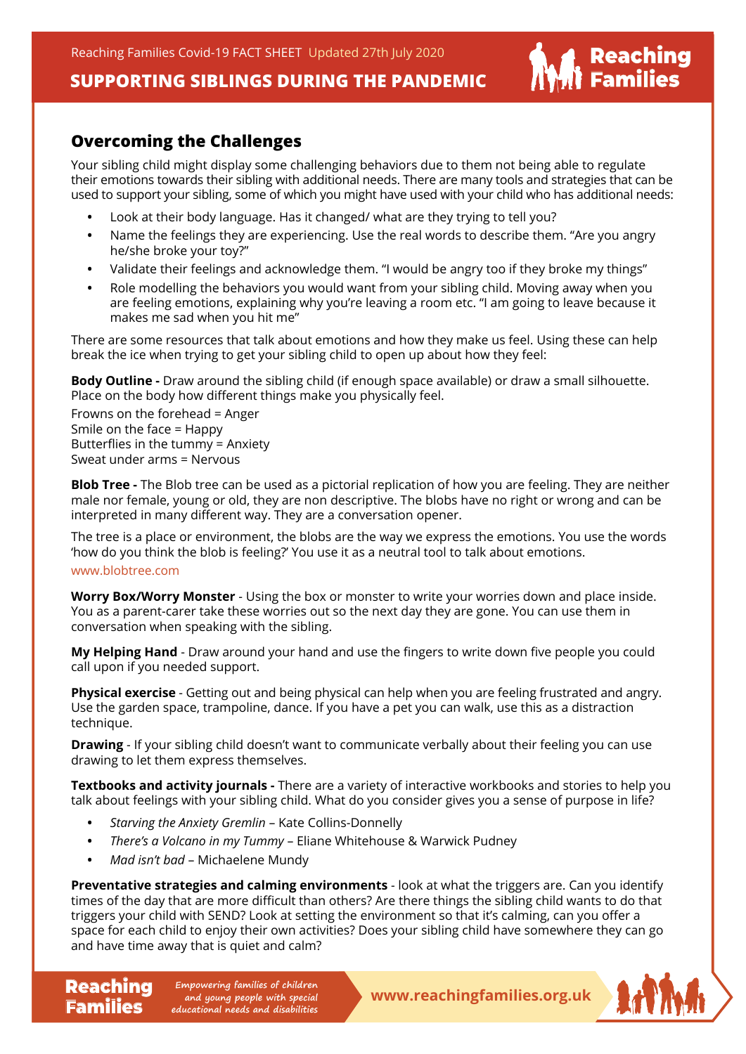## Overcoming the Challenges

Your sibling child might display some challenging behaviors due to them not being able to regulate their emotions towards their sibling with additional needs. There are many tools and strategies that can be used to support your sibling, some of which you might have used with your child who has additional needs:

- Look at their body language. Has it changed/ what are they trying to tell you?
- Name the feelings they are experiencing. Use the real words to describe them. "Are you angry he/she broke your toy?"
- Validate their feelings and acknowledge them. "I would be angry too if they broke my things"
- Role modelling the behaviors you would want from your sibling child. Moving away when you are feeling emotions, explaining why you're leaving a room etc. "I am going to leave because it makes me sad when you hit me"

There are some resources that talk about emotions and how they make us feel. Using these can help break the ice when trying to get your sibling child to open up about how they feel:

**Body Outline -** Draw around the sibling child (if enough space available) or draw a small silhouette. Place on the body how different things make you physically feel.

Frowns on the forehead = Anger
Smile on the face = Happy
Butterflies in the tummy = Anxiety
Sweat under arms = Nervous

**Blob Tree -** The Blob tree can be used as a pictorial replication of how you are feeling. They are neither male nor female, young or old, they are non descriptive. The blobs have no right or wrong and can be interpreted in many different way. They are a conversation opener.

The tree is a place or environment, the blobs are the way we express the emotions. You use the words 'how do you think the blob is feeling?' You use it as a neutral tool to talk about emotions.

www.blobtree.com

**Worry Box/Worry Monster** - Using the box or monster to write your worries down and place inside. You as a parent-carer take these worries out so the next day they are gone. You can use them in conversation when speaking with the sibling.

**My Helping Hand** - Draw around your hand and use the fingers to write down five people you could call upon if you needed support.

**Physical exercise** - Getting out and being physical can help when you are feeling frustrated and angry. Use the garden space, trampoline, dance. If you have a pet you can walk, use this as a distraction technique.

**Drawing** - If your sibling child doesn't want to communicate verbally about their feeling you can use drawing to let them express themselves.

**Textbooks and activity journals -** There are a variety of interactive workbooks and stories to help you talk about feelings with your sibling child. What do you consider gives you a sense of purpose in life?

- *Starving the Anxiety Gremlin* – Kate Collins-Donnelly
- *There's a Volcano in my Tummy* – Eliane Whitehouse & Warwick Pudney
- *Mad isn't bad* – Michaelene Mundy

**Preventative strategies and calming environments** - look at what the triggers are. Can you identify times of the day that are more difficult than others? Are there things the sibling child wants to do that triggers your child with SEND? Look at setting the environment so that it's calming, can you offer a space for each child to enjoy their own activities? Does your sibling child have somewhere they can go and have time away that is quiet and calm?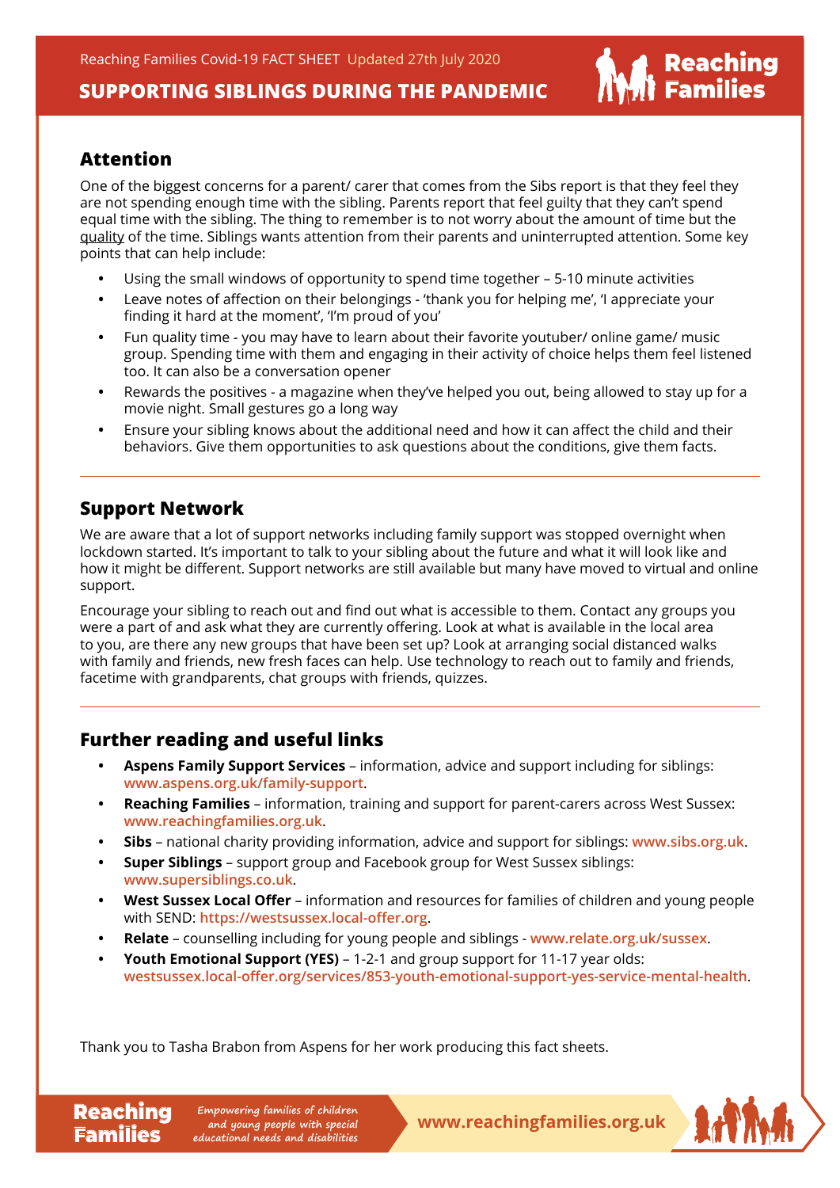Reaching Families Covid-19 FACT SHEET Updated 27th July 2020

# SUPPORTING SIBLINGS DURING THE PANDEMIC

## Attention

One of the biggest concerns for a parent/ carer that comes from the Sibs report is that they feel they are not spending enough time with the sibling. Parents report that feel guilty that they can't spend equal time with the sibling. The thing to remember is to not worry about the amount of time but the quality of the time. Siblings wants attention from their parents and uninterrupted attention. Some key points that can help include:

- Using the small windows of opportunity to spend time together – 5-10 minute activities
- Leave notes of affection on their belongings - 'thank you for helping me', 'I appreciate your finding it hard at the moment', 'I'm proud of you'
- Fun quality time - you may have to learn about their favorite youtuber/ online game/ music group. Spending time with them and engaging in their activity of choice helps them feel listened too. It can also be a conversation opener
- Rewards the positives - a magazine when they've helped you out, being allowed to stay up for a movie night. Small gestures go a long way
- Ensure your sibling knows about the additional need and how it can affect the child and their behaviors. Give them opportunities to ask questions about the conditions, give them facts.

## Support Network

We are aware that a lot of support networks including family support was stopped overnight when lockdown started. It's important to talk to your sibling about the future and what it will look like and how it might be different. Support networks are still available but many have moved to virtual and online support.

Encourage your sibling to reach out and find out what is accessible to them. Contact any groups you were a part of and ask what they are currently offering. Look at what is available in the local area to you, are there any new groups that have been set up? Look at arranging social distanced walks with family and friends, new fresh faces can help. Use technology to reach out to family and friends, facetime with grandparents, chat groups with friends, quizzes.

## Further reading and useful links

- **Aspens Family Support Services** – information, advice and support including for siblings: **www.aspens.org.uk/family-support**.
- **Reaching Families** – information, training and support for parent-carers across West Sussex: **www.reachingfamilies.org.uk**.
- **Sibs** – national charity providing information, advice and support for siblings: **www.sibs.org.uk**.
- **Super Siblings** – support group and Facebook group for West Sussex siblings: **www.supersiblings.co.uk**.
- **West Sussex Local Offer** – information and resources for families of children and young people with SEND: **https://westsussex.local-offer.org**.
- **Relate** – counselling including for young people and siblings - **www.relate.org.uk/sussex**.
- **Youth Emotional Support (YES)** – 1-2-1 and group support for 11-17 year olds: **westsussex.local-offer.org/services/853-youth-emotional-support-yes-service-mental-health**.

Thank you to Tasha Brabon from Aspens for her work producing this fact sheets.

Reaching Families — Empowering families of children and young people with special educational needs and disabilities — www.reachingfamilies.org.uk